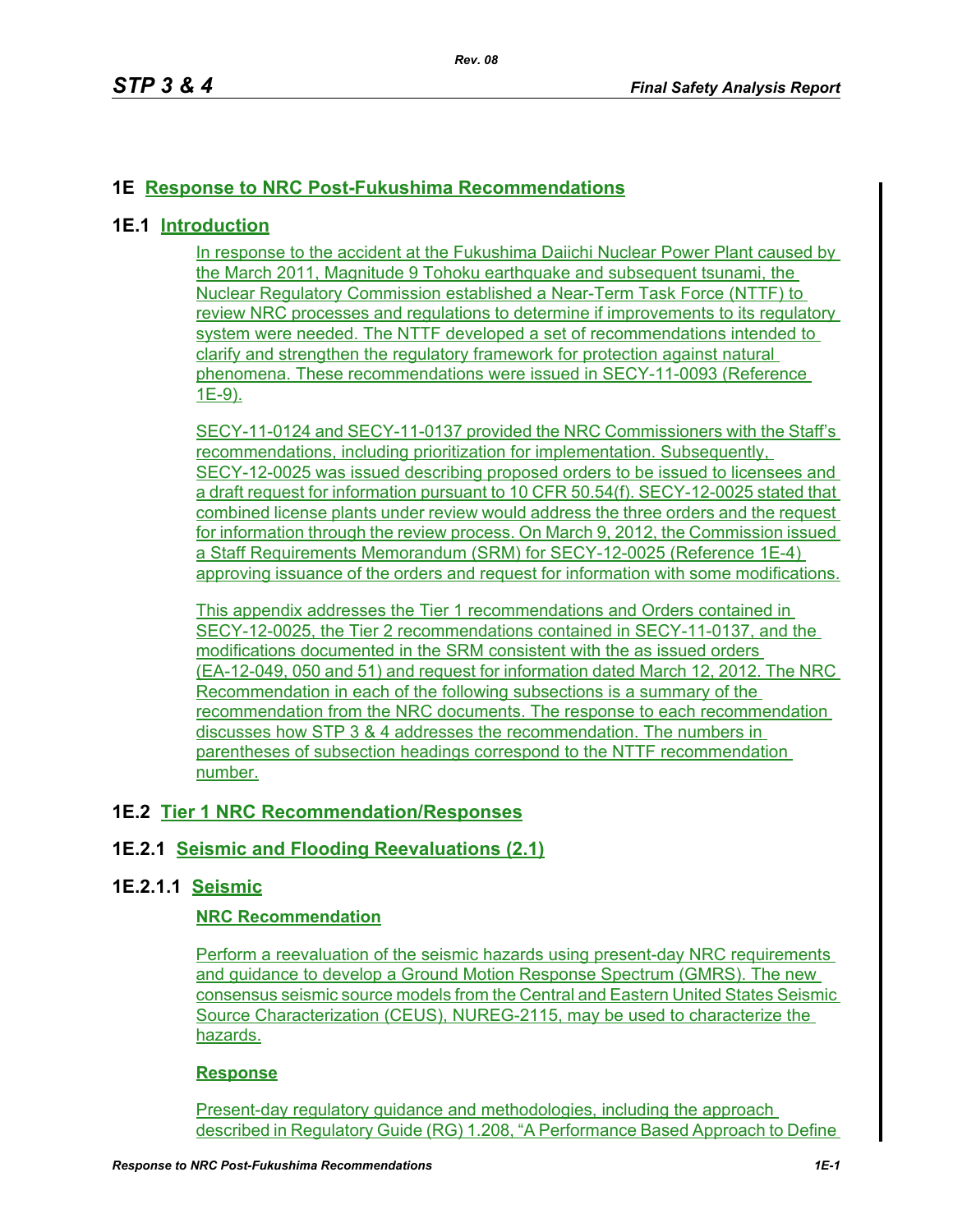# 1E Response to NRC Post-Fukushima Recommendations

## 1E.1 Introduction

In response to the accident at the Fukushima Daiichi Nuclear Power Plant caused by the March 2011, Magnitude 9 Tohoku earthquake and subsequent tsunami, the Nuclear Regulatory Commission established a Near-Term Task Force (NTTF) to review NRC processes and regulations to determine if improvements to its regulatory system were needed. The NTTF developed a set of recommendations intended to clarify and strengthen the regulatory framework for protection against natural phenomena. These recommendations were issued in SECY-11-0093 (Reference 1E-9).

SECY-11-0124 and SECY-11-0137 provided the NRC Commissioners with the Staff's recommendations, including prioritization for implementation. Subsequently, SECY-12-0025 was issued describing proposed orders to be issued to licensees and a draft request for information pursuant to 10 CFR 50.54(f). SECY-12-0025 stated that combined license plants under review would address the three orders and the request for information through the review process. On March 9, 2012, the Commission issued a Staff Requirements Memorandum (SRM) for SECY-12-0025 (Reference 1E-4) approving issuance of the orders and request for information with some modifications.

This appendix addresses the Tier 1 recommendations and Orders contained in SECY-12-0025, the Tier 2 recommendations contained in SECY-11-0137, and the modifications documented in the SRM consistent with the as issued orders (EA-12-049, 050 and 51) and request for information dated March 12, 2012. The NRC Recommendation in each of the following subsections is a summary of the recommendation from the NRC documents. The response to each recommendation discusses how STP 3 & 4 addresses the recommendation. The numbers in parentheses of subsection headings correspond to the NTTF recommendation number.

## 1E.2 Tier 1 NRC Recommendation/Responses

### 1E.2.1 Seismic and Flooding Reevaluations (2.1)

#### 1E.2.1.1 Seismic

**NRC Recommendation**

Perform a reevaluation of the seismic hazards using present-day NRC requirements and guidance to develop a Ground Motion Response Spectrum (GMRS). The new consensus seismic source models from the Central and Eastern United States Seismic Source Characterization (CEUS), NUREG-2115, may be used to characterize the hazards.

**Response**

Present-day regulatory guidance and methodologies, including the approach described in Regulatory Guide (RG) 1.208, "A Performance Based Approach to Define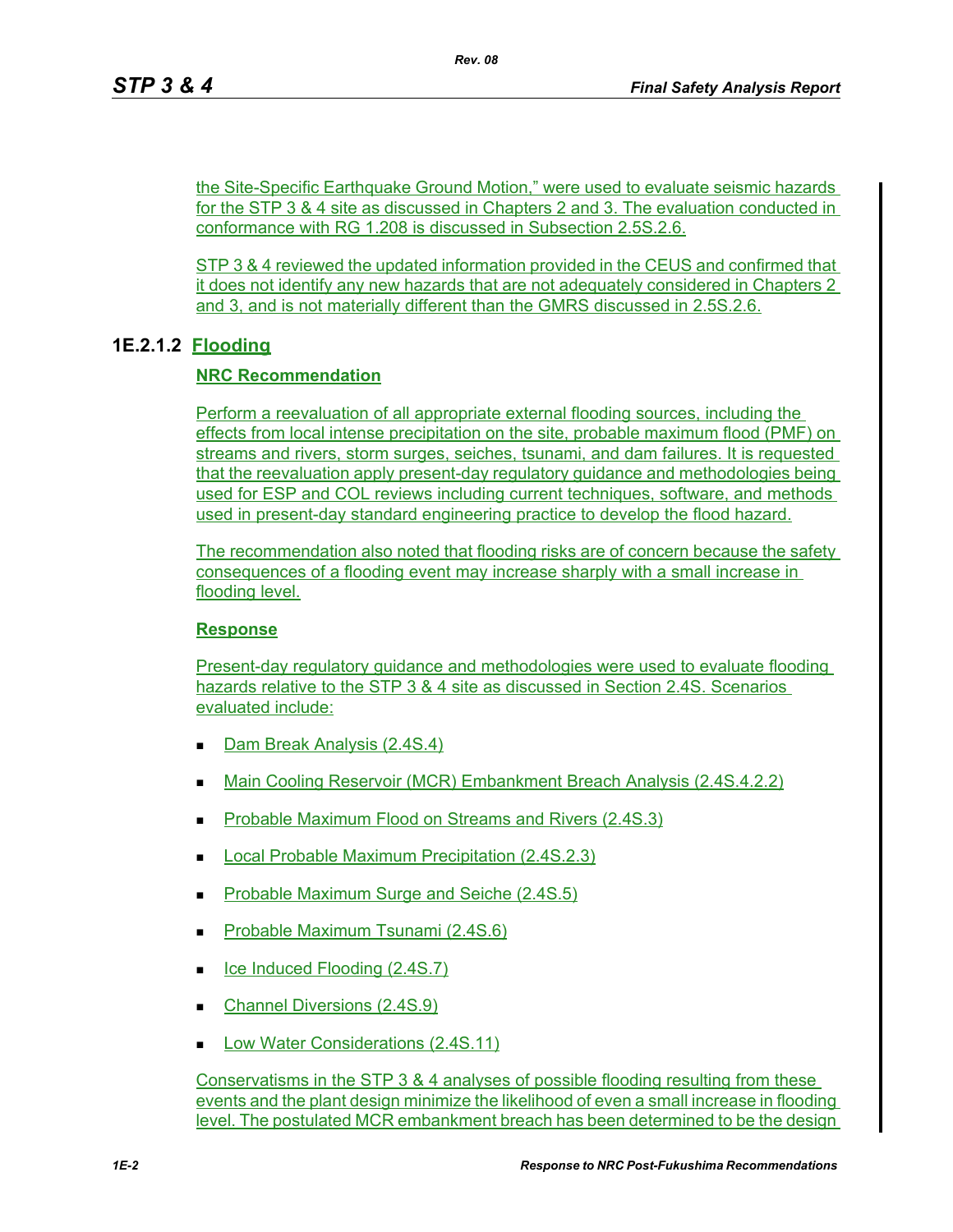the Site-Specific Earthquake Ground Motion," were used to evaluate seismic hazards for the STP 3 & 4 site as discussed in Chapters 2 and 3. The evaluation conducted in conformance with RG 1.208 is discussed in Subsection 2.5S.2.6.

STP 3 & 4 reviewed the updated information provided in the CEUS and confirmed that it does not identify any new hazards that are not adequately considered in Chapters 2 and 3, and is not materially different than the GMRS discussed in 2.5S.2.6.

### 1E.2.1.2 Flooding

**NRC Recommendation**

Perform a reevaluation of all appropriate external flooding sources, including the effects from local intense precipitation on the site, probable maximum flood (PMF) on streams and rivers, storm surges, seiches, tsunami, and dam failures. It is requested that the reevaluation apply present-day regulatory guidance and methodologies being used for ESP and COL reviews including current techniques, software, and methods used in present-day standard engineering practice to develop the flood hazard.

The recommendation also noted that flooding risks are of concern because the safety consequences of a flooding event may increase sharply with a small increase in flooding level.

**Response**

Present-day regulatory guidance and methodologies were used to evaluate flooding hazards relative to the STP 3 & 4 site as discussed in Section 2.4S. Scenarios evaluated include:

- Dam Break Analysis (2.4S.4)
- Main Cooling Reservoir (MCR) Embankment Breach Analysis (2.4S.4.2.2)
- Probable Maximum Flood on Streams and Rivers (2.4S.3)
- Local Probable Maximum Precipitation (2.4S.2.3)
- Probable Maximum Surge and Seiche (2.4S.5)
- Probable Maximum Tsunami (2.4S.6)
- Ice Induced Flooding (2.4S.7)
- Channel Diversions (2.4S.9)
- Low Water Considerations (2.4S.11)

Conservatisms in the STP 3 & 4 analyses of possible flooding resulting from these events and the plant design minimize the likelihood of even a small increase in flooding level. The postulated MCR embankment breach has been determined to be the design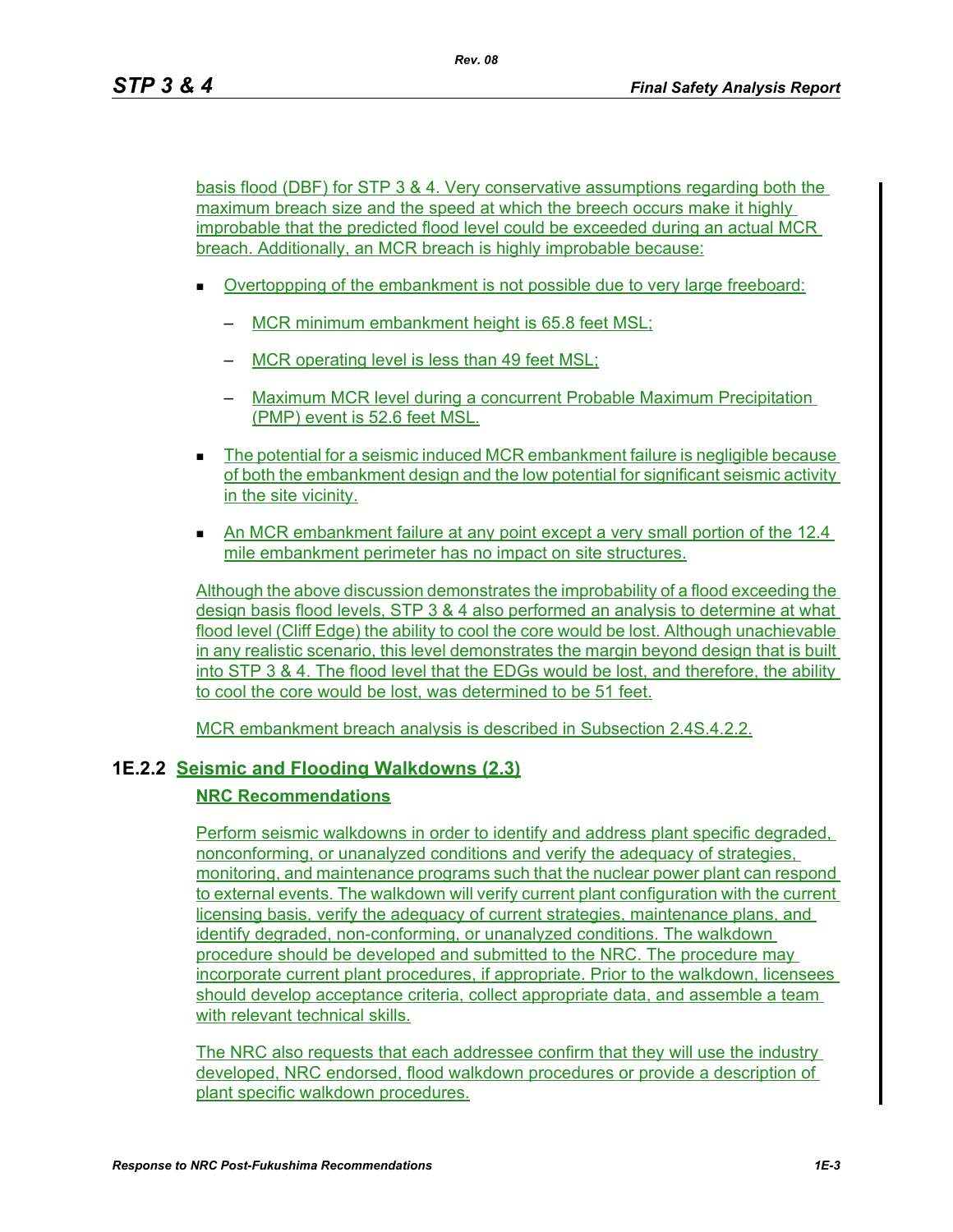basis flood (DBF) for STP 3 & 4. Very conservative assumptions regarding both the maximum breach size and the speed at which the breech occurs make it highly improbable that the predicted flood level could be exceeded during an actual MCR breach. Additionally, an MCR breach is highly improbable because:

- Overtoppping of the embankment is not possible due to very large freeboard:
  - MCR minimum embankment height is 65.8 feet MSL;
  - MCR operating level is less than 49 feet MSL;
  - Maximum MCR level during a concurrent Probable Maximum Precipitation (PMP) event is 52.6 feet MSL.
- The potential for a seismic induced MCR embankment failure is negligible because of both the embankment design and the low potential for significant seismic activity in the site vicinity.
- An MCR embankment failure at any point except a very small portion of the 12.4 mile embankment perimeter has no impact on site structures.

Although the above discussion demonstrates the improbability of a flood exceeding the design basis flood levels, STP 3 & 4 also performed an analysis to determine at what flood level (Cliff Edge) the ability to cool the core would be lost. Although unachievable in any realistic scenario, this level demonstrates the margin beyond design that is built into STP 3 & 4. The flood level that the EDGs would be lost, and therefore, the ability to cool the core would be lost, was determined to be 51 feet.

MCR embankment breach analysis is described in Subsection 2.4S.4.2.2.

## 1E.2.2 Seismic and Flooding Walkdowns (2.3)

**NRC Recommendations**

Perform seismic walkdowns in order to identify and address plant specific degraded, nonconforming, or unanalyzed conditions and verify the adequacy of strategies, monitoring, and maintenance programs such that the nuclear power plant can respond to external events. The walkdown will verify current plant configuration with the current licensing basis, verify the adequacy of current strategies, maintenance plans, and identify degraded, non-conforming, or unanalyzed conditions. The walkdown procedure should be developed and submitted to the NRC. The procedure may incorporate current plant procedures, if appropriate. Prior to the walkdown, licensees should develop acceptance criteria, collect appropriate data, and assemble a team with relevant technical skills.

The NRC also requests that each addressee confirm that they will use the industry developed, NRC endorsed, flood walkdown procedures or provide a description of plant specific walkdown procedures.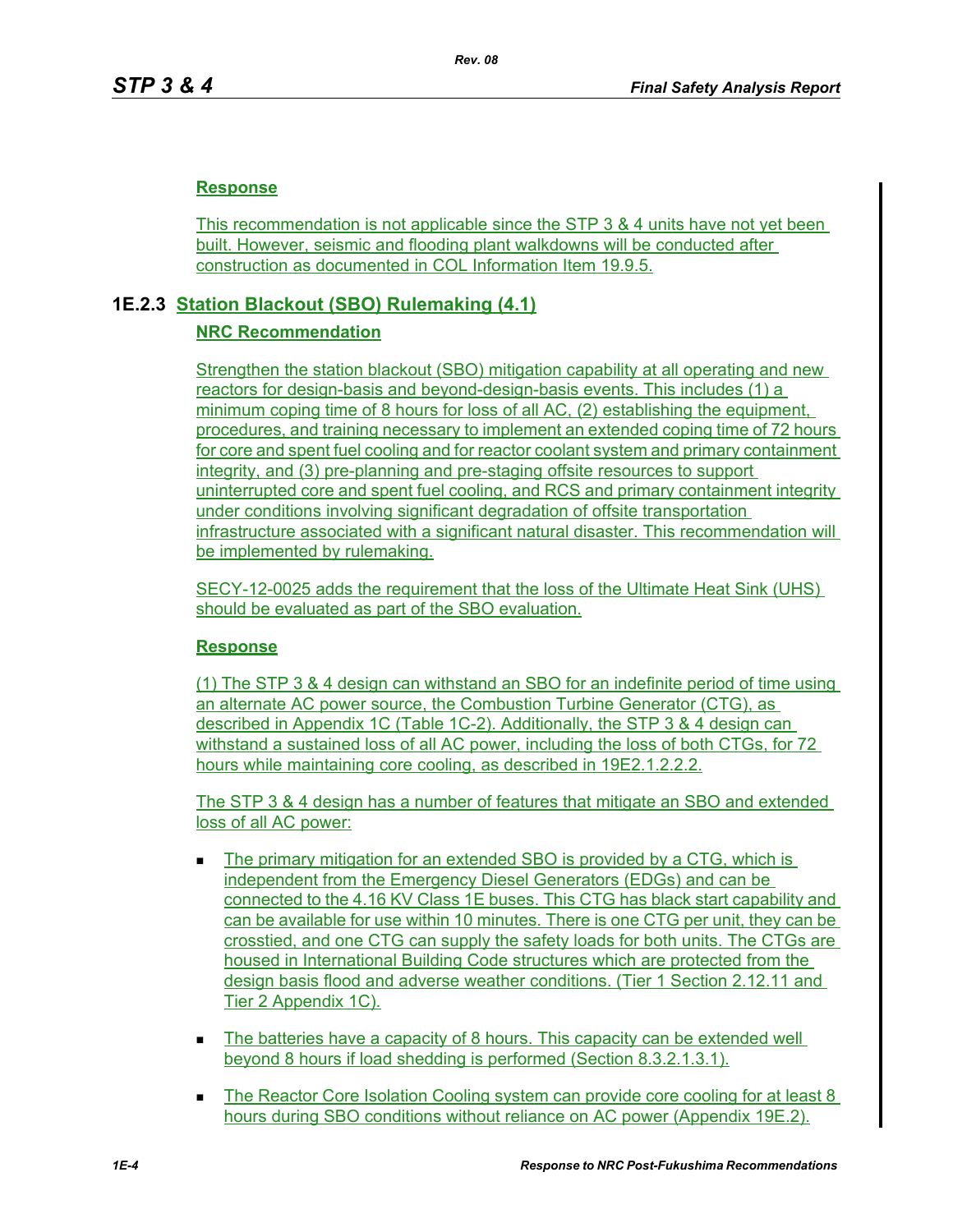**Response**

This recommendation is not applicable since the STP 3 & 4 units have not yet been built. However, seismic and flooding plant walkdowns will be conducted after construction as documented in COL Information Item 19.9.5.

### 1E.2.3 Station Blackout (SBO) Rulemaking (4.1)

**NRC Recommendation**

Strengthen the station blackout (SBO) mitigation capability at all operating and new reactors for design-basis and beyond-design-basis events. This includes (1) a minimum coping time of 8 hours for loss of all AC, (2) establishing the equipment, procedures, and training necessary to implement an extended coping time of 72 hours for core and spent fuel cooling and for reactor coolant system and primary containment integrity, and (3) pre-planning and pre-staging offsite resources to support uninterrupted core and spent fuel cooling, and RCS and primary containment integrity under conditions involving significant degradation of offsite transportation infrastructure associated with a significant natural disaster. This recommendation will be implemented by rulemaking.

SECY-12-0025 adds the requirement that the loss of the Ultimate Heat Sink (UHS) should be evaluated as part of the SBO evaluation.

**Response**

(1) The STP 3 & 4 design can withstand an SBO for an indefinite period of time using an alternate AC power source, the Combustion Turbine Generator (CTG), as described in Appendix 1C (Table 1C-2). Additionally, the STP 3 & 4 design can withstand a sustained loss of all AC power, including the loss of both CTGs, for 72 hours while maintaining core cooling, as described in 19E2.1.2.2.2.

The STP 3 & 4 design has a number of features that mitigate an SBO and extended loss of all AC power:

- The primary mitigation for an extended SBO is provided by a CTG, which is independent from the Emergency Diesel Generators (EDGs) and can be connected to the 4.16 KV Class 1E buses. This CTG has black start capability and can be available for use within 10 minutes. There is one CTG per unit, they can be crosstied, and one CTG can supply the safety loads for both units. The CTGs are housed in International Building Code structures which are protected from the design basis flood and adverse weather conditions. (Tier 1 Section 2.12.11 and Tier 2 Appendix 1C).
- The batteries have a capacity of 8 hours. This capacity can be extended well beyond 8 hours if load shedding is performed (Section 8.3.2.1.3.1).
- The Reactor Core Isolation Cooling system can provide core cooling for at least 8 hours during SBO conditions without reliance on AC power (Appendix 19E.2).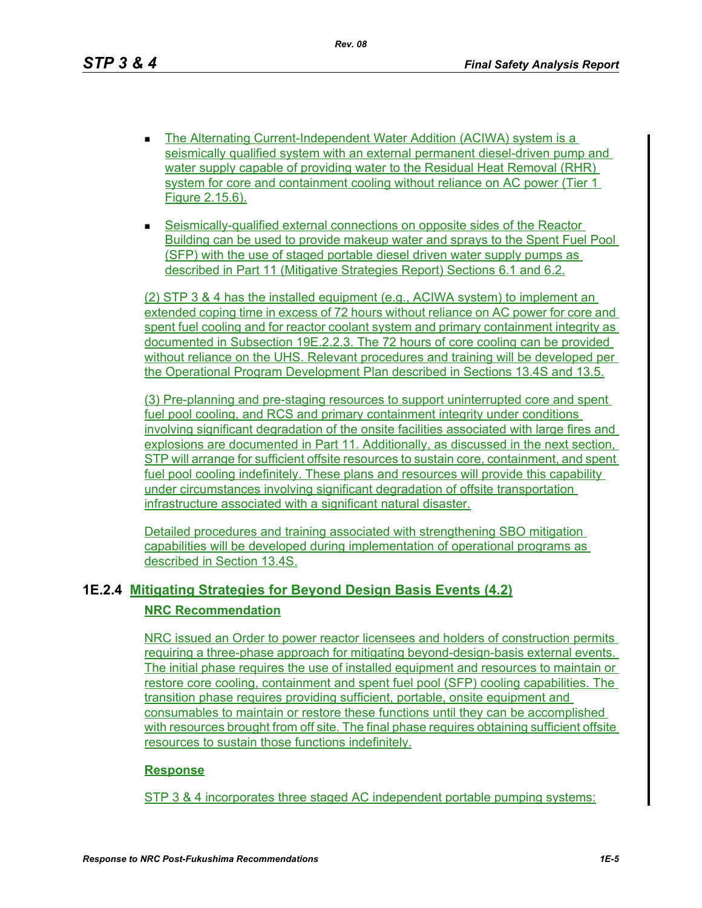- The Alternating Current-Independent Water Addition (ACIWA) system is a seismically qualified system with an external permanent diesel-driven pump and water supply capable of providing water to the Residual Heat Removal (RHR) system for core and containment cooling without reliance on AC power (Tier 1 Figure 2.15.6).
- Seismically-qualified external connections on opposite sides of the Reactor Building can be used to provide makeup water and sprays to the Spent Fuel Pool (SFP) with the use of staged portable diesel driven water supply pumps as described in Part 11 (Mitigative Strategies Report) Sections 6.1 and 6.2.

(2) STP 3 & 4 has the installed equipment (e.g., ACIWA system) to implement an extended coping time in excess of 72 hours without reliance on AC power for core and spent fuel cooling and for reactor coolant system and primary containment integrity as documented in Subsection 19E.2.2.3. The 72 hours of core cooling can be provided without reliance on the UHS. Relevant procedures and training will be developed per the Operational Program Development Plan described in Sections 13.4S and 13.5.

(3) Pre-planning and pre-staging resources to support uninterrupted core and spent fuel pool cooling, and RCS and primary containment integrity under conditions involving significant degradation of the onsite facilities associated with large fires and explosions are documented in Part 11. Additionally, as discussed in the next section, STP will arrange for sufficient offsite resources to sustain core, containment, and spent fuel pool cooling indefinitely. These plans and resources will provide this capability under circumstances involving significant degradation of offsite transportation infrastructure associated with a significant natural disaster.

Detailed procedures and training associated with strengthening SBO mitigation capabilities will be developed during implementation of operational programs as described in Section 13.4S.

## 1E.2.4 Mitigating Strategies for Beyond Design Basis Events (4.2)

**NRC Recommendation**

NRC issued an Order to power reactor licensees and holders of construction permits requiring a three-phase approach for mitigating beyond-design-basis external events. The initial phase requires the use of installed equipment and resources to maintain or restore core cooling, containment and spent fuel pool (SFP) cooling capabilities. The transition phase requires providing sufficient, portable, onsite equipment and consumables to maintain or restore these functions until they can be accomplished with resources brought from off site. The final phase requires obtaining sufficient offsite resources to sustain those functions indefinitely.

**Response**

STP 3 & 4 incorporates three staged AC independent portable pumping systems: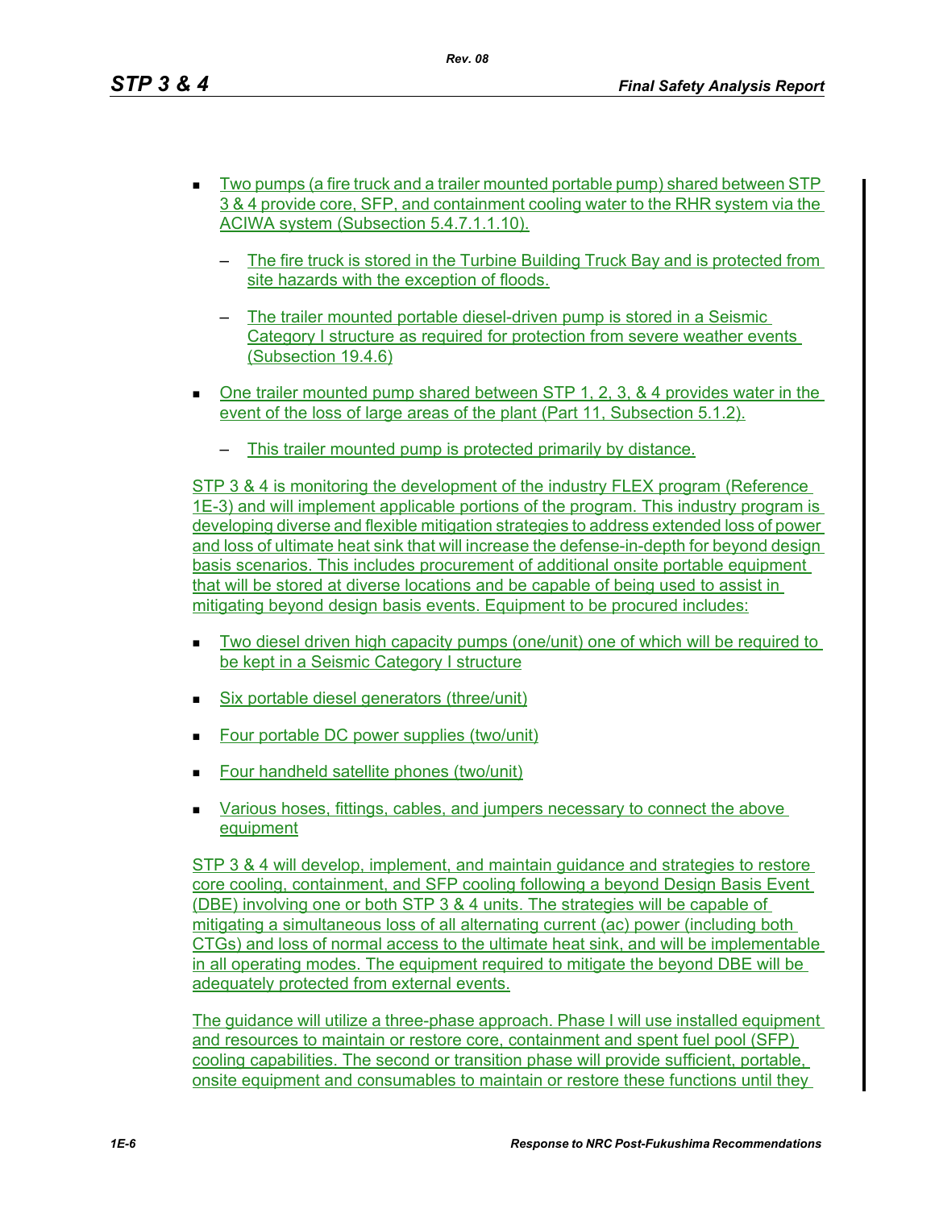- Two pumps (a fire truck and a trailer mounted portable pump) shared between STP 3 & 4 provide core, SFP, and containment cooling water to the RHR system via the ACIWA system (Subsection 5.4.7.1.1.10).
  - The fire truck is stored in the Turbine Building Truck Bay and is protected from site hazards with the exception of floods.
  - The trailer mounted portable diesel-driven pump is stored in a Seismic Category I structure as required for protection from severe weather events (Subsection 19.4.6)
- One trailer mounted pump shared between STP 1, 2, 3, & 4 provides water in the event of the loss of large areas of the plant (Part 11, Subsection 5.1.2).
  - This trailer mounted pump is protected primarily by distance.

STP 3 & 4 is monitoring the development of the industry FLEX program (Reference 1E-3) and will implement applicable portions of the program. This industry program is developing diverse and flexible mitigation strategies to address extended loss of power and loss of ultimate heat sink that will increase the defense-in-depth for beyond design basis scenarios. This includes procurement of additional onsite portable equipment that will be stored at diverse locations and be capable of being used to assist in mitigating beyond design basis events. Equipment to be procured includes:

- Two diesel driven high capacity pumps (one/unit) one of which will be required to be kept in a Seismic Category I structure
- Six portable diesel generators (three/unit)
- Four portable DC power supplies (two/unit)
- Four handheld satellite phones (two/unit)
- Various hoses, fittings, cables, and jumpers necessary to connect the above equipment

STP 3 & 4 will develop, implement, and maintain guidance and strategies to restore core cooling, containment, and SFP cooling following a beyond Design Basis Event (DBE) involving one or both STP 3 & 4 units. The strategies will be capable of mitigating a simultaneous loss of all alternating current (ac) power (including both CTGs) and loss of normal access to the ultimate heat sink, and will be implementable in all operating modes. The equipment required to mitigate the beyond DBE will be adequately protected from external events.

The guidance will utilize a three-phase approach. Phase I will use installed equipment and resources to maintain or restore core, containment and spent fuel pool (SFP) cooling capabilities. The second or transition phase will provide sufficient, portable, onsite equipment and consumables to maintain or restore these functions until they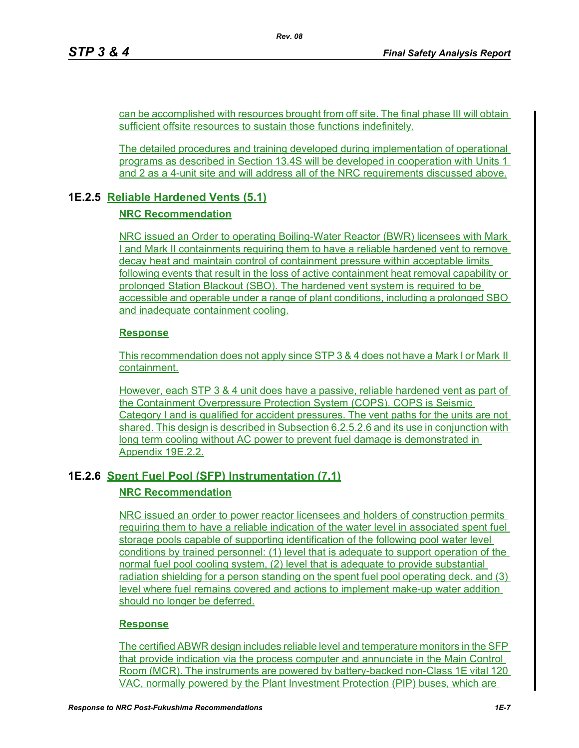can be accomplished with resources brought from off site. The final phase III will obtain sufficient offsite resources to sustain those functions indefinitely.

The detailed procedures and training developed during implementation of operational programs as described in Section 13.4S will be developed in cooperation with Units 1 and 2 as a 4-unit site and will address all of the NRC requirements discussed above.

## 1E.2.5 Reliable Hardened Vents (5.1)

### NRC Recommendation

NRC issued an Order to operating Boiling-Water Reactor (BWR) licensees with Mark I and Mark II containments requiring them to have a reliable hardened vent to remove decay heat and maintain control of containment pressure within acceptable limits following events that result in the loss of active containment heat removal capability or prolonged Station Blackout (SBO). The hardened vent system is required to be accessible and operable under a range of plant conditions, including a prolonged SBO and inadequate containment cooling.

### Response

This recommendation does not apply since STP 3 & 4 does not have a Mark I or Mark II containment.

However, each STP 3 & 4 unit does have a passive, reliable hardened vent as part of the Containment Overpressure Protection System (COPS). COPS is Seismic Category I and is qualified for accident pressures. The vent paths for the units are not shared. This design is described in Subsection 6.2.5.2.6 and its use in conjunction with long term cooling without AC power to prevent fuel damage is demonstrated in Appendix 19E.2.2.

## 1E.2.6 Spent Fuel Pool (SFP) Instrumentation (7.1)

### NRC Recommendation

NRC issued an order to power reactor licensees and holders of construction permits requiring them to have a reliable indication of the water level in associated spent fuel storage pools capable of supporting identification of the following pool water level conditions by trained personnel: (1) level that is adequate to support operation of the normal fuel pool cooling system, (2) level that is adequate to provide substantial radiation shielding for a person standing on the spent fuel pool operating deck, and (3) level where fuel remains covered and actions to implement make-up water addition should no longer be deferred.

### Response

The certified ABWR design includes reliable level and temperature monitors in the SFP that provide indication via the process computer and annunciate in the Main Control Room (MCR). The instruments are powered by battery-backed non-Class 1E vital 120 VAC, normally powered by the Plant Investment Protection (PIP) buses, which are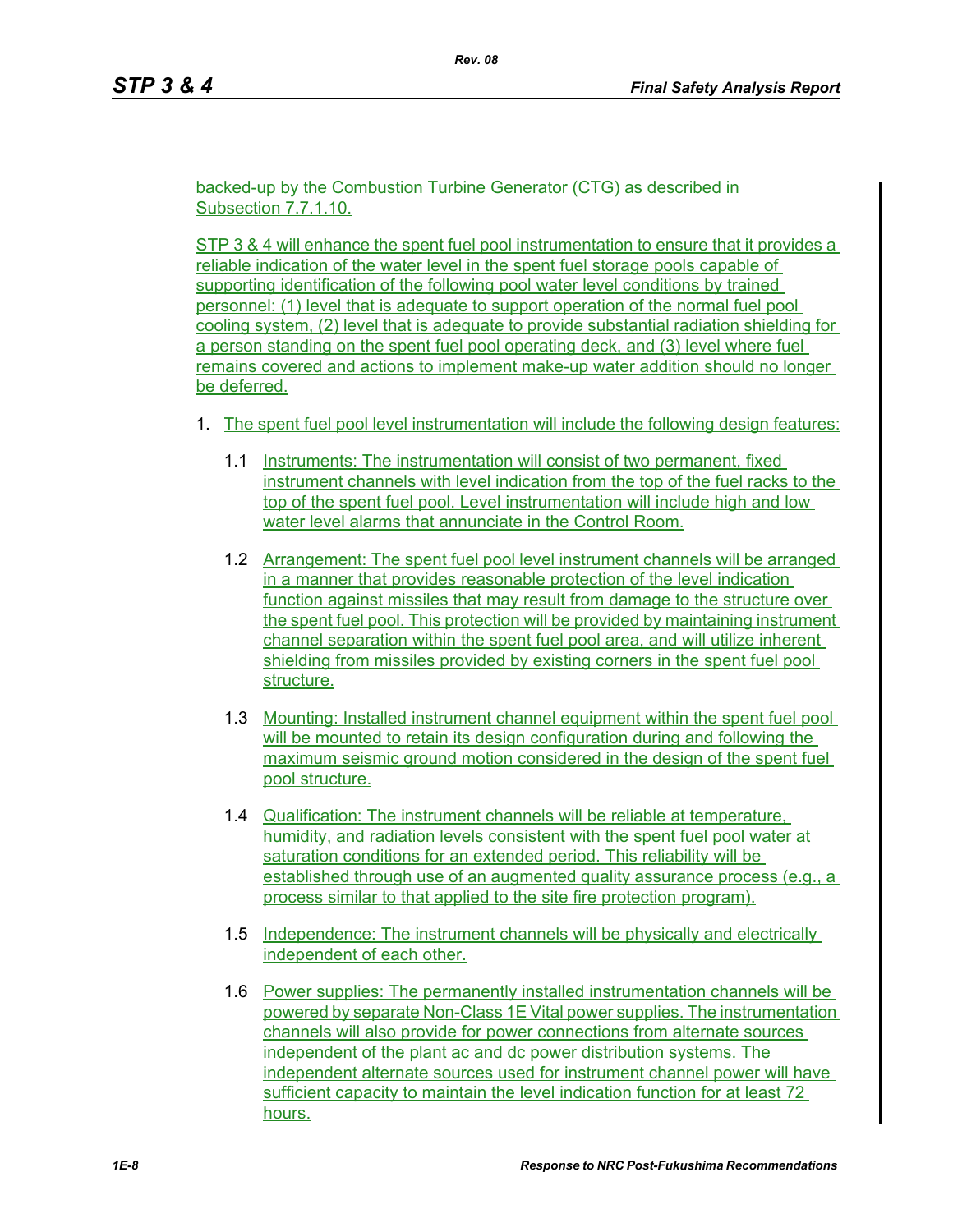backed-up by the Combustion Turbine Generator (CTG) as described in Subsection 7.7.1.10.

STP 3 & 4 will enhance the spent fuel pool instrumentation to ensure that it provides a reliable indication of the water level in the spent fuel storage pools capable of supporting identification of the following pool water level conditions by trained personnel: (1) level that is adequate to support operation of the normal fuel pool cooling system, (2) level that is adequate to provide substantial radiation shielding for a person standing on the spent fuel pool operating deck, and (3) level where fuel remains covered and actions to implement make-up water addition should no longer be deferred.

1. The spent fuel pool level instrumentation will include the following design features:

   1.1 Instruments: The instrumentation will consist of two permanent, fixed instrument channels with level indication from the top of the fuel racks to the top of the spent fuel pool. Level instrumentation will include high and low water level alarms that annunciate in the Control Room.

   1.2 Arrangement: The spent fuel pool level instrument channels will be arranged in a manner that provides reasonable protection of the level indication function against missiles that may result from damage to the structure over the spent fuel pool. This protection will be provided by maintaining instrument channel separation within the spent fuel pool area, and will utilize inherent shielding from missiles provided by existing corners in the spent fuel pool structure.

   1.3 Mounting: Installed instrument channel equipment within the spent fuel pool will be mounted to retain its design configuration during and following the maximum seismic ground motion considered in the design of the spent fuel pool structure.

   1.4 Qualification: The instrument channels will be reliable at temperature, humidity, and radiation levels consistent with the spent fuel pool water at saturation conditions for an extended period. This reliability will be established through use of an augmented quality assurance process (e.g., a process similar to that applied to the site fire protection program).

   1.5 Independence: The instrument channels will be physically and electrically independent of each other.

   1.6 Power supplies: The permanently installed instrumentation channels will be powered by separate Non-Class 1E Vital power supplies. The instrumentation channels will also provide for power connections from alternate sources independent of the plant ac and dc power distribution systems. The independent alternate sources used for instrument channel power will have sufficient capacity to maintain the level indication function for at least 72 hours.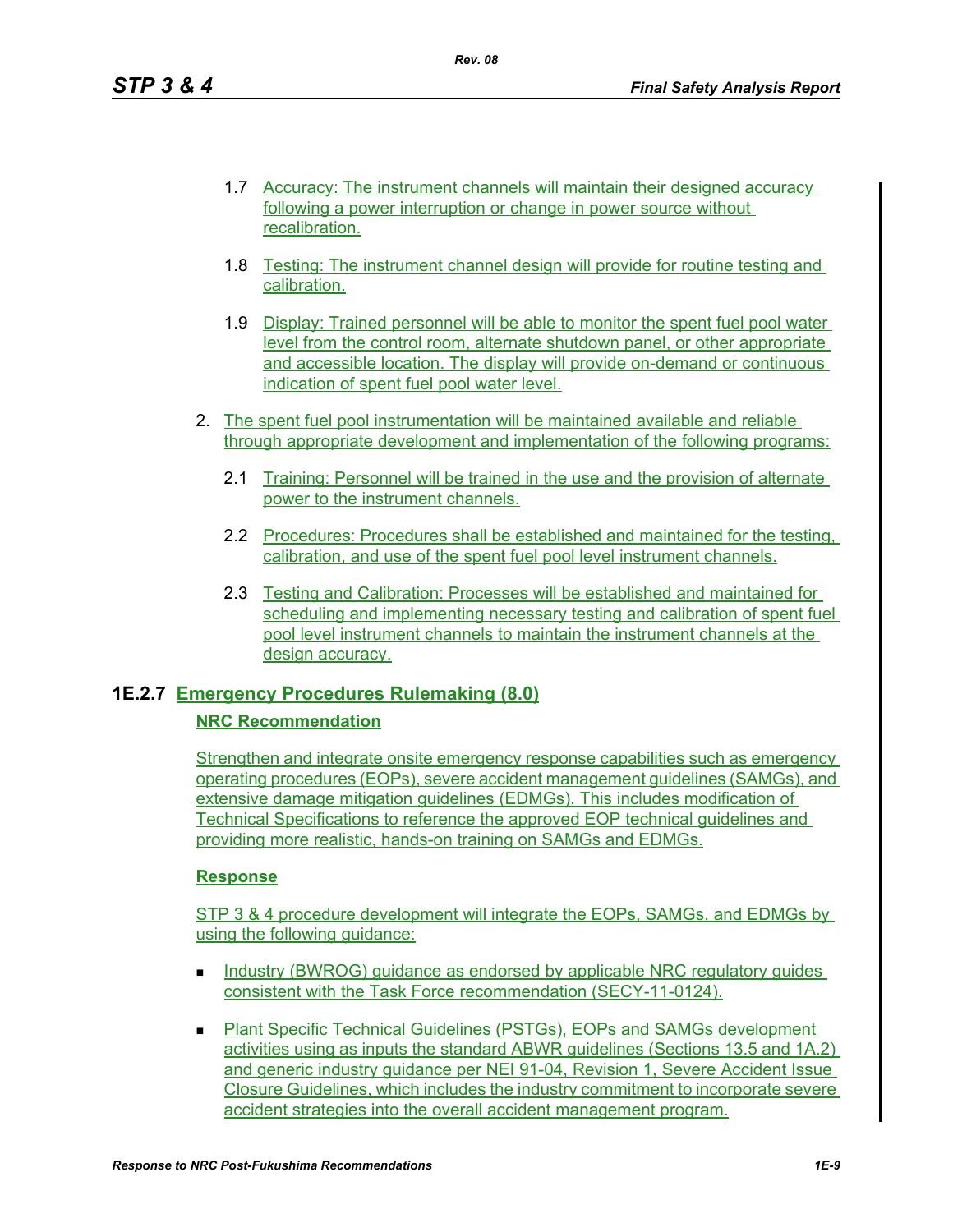1.7 Accuracy: The instrument channels will maintain their designed accuracy following a power interruption or change in power source without recalibration.

1.8 Testing: The instrument channel design will provide for routine testing and calibration.

1.9 Display: Trained personnel will be able to monitor the spent fuel pool water level from the control room, alternate shutdown panel, or other appropriate and accessible location. The display will provide on-demand or continuous indication of spent fuel pool water level.

2. The spent fuel pool instrumentation will be maintained available and reliable through appropriate development and implementation of the following programs:

   2.1 Training: Personnel will be trained in the use and the provision of alternate power to the instrument channels.

   2.2 Procedures: Procedures shall be established and maintained for the testing, calibration, and use of the spent fuel pool level instrument channels.

   2.3 Testing and Calibration: Processes will be established and maintained for scheduling and implementing necessary testing and calibration of spent fuel pool level instrument channels to maintain the instrument channels at the design accuracy.

### 1E.2.7 Emergency Procedures Rulemaking (8.0)

**NRC Recommendation**

Strengthen and integrate onsite emergency response capabilities such as emergency operating procedures (EOPs), severe accident management guidelines (SAMGs), and extensive damage mitigation guidelines (EDMGs). This includes modification of Technical Specifications to reference the approved EOP technical guidelines and providing more realistic, hands-on training on SAMGs and EDMGs.

**Response**

STP 3 & 4 procedure development will integrate the EOPs, SAMGs, and EDMGs by using the following guidance:

- Industry (BWROG) guidance as endorsed by applicable NRC regulatory guides consistent with the Task Force recommendation (SECY-11-0124).
- Plant Specific Technical Guidelines (PSTGs), EOPs and SAMGs development activities using as inputs the standard ABWR guidelines (Sections 13.5 and 1A.2) and generic industry guidance per NEI 91-04, Revision 1, Severe Accident Issue Closure Guidelines, which includes the industry commitment to incorporate severe accident strategies into the overall accident management program.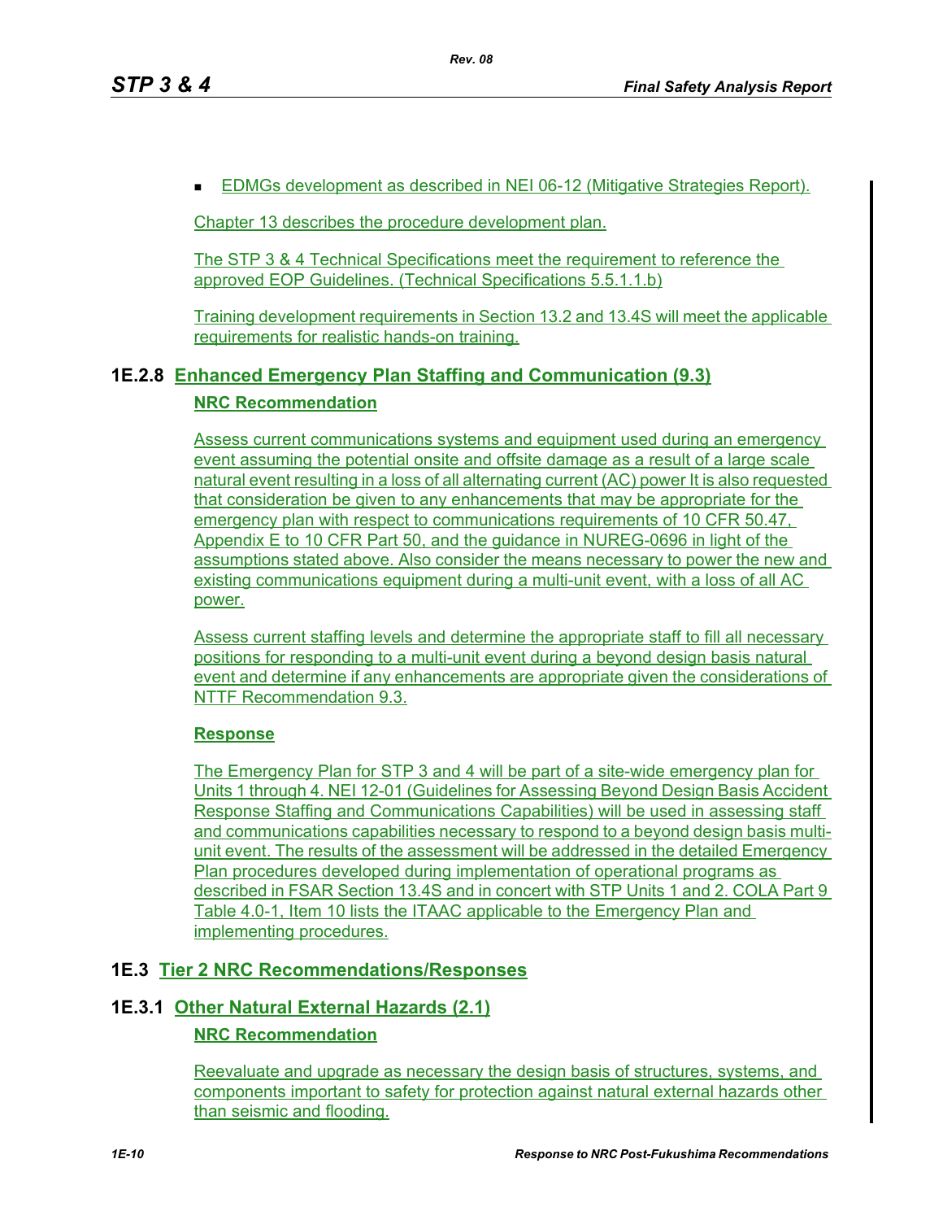- EDMGs development as described in NEI 06-12 (Mitigative Strategies Report).

Chapter 13 describes the procedure development plan.

The STP 3 & 4 Technical Specifications meet the requirement to reference the approved EOP Guidelines. (Technical Specifications 5.5.1.1.b)

Training development requirements in Section 13.2 and 13.4S will meet the applicable requirements for realistic hands-on training.

### 1E.2.8 Enhanced Emergency Plan Staffing and Communication (9.3)

**NRC Recommendation**

Assess current communications systems and equipment used during an emergency event assuming the potential onsite and offsite damage as a result of a large scale natural event resulting in a loss of all alternating current (AC) power It is also requested that consideration be given to any enhancements that may be appropriate for the emergency plan with respect to communications requirements of 10 CFR 50.47, Appendix E to 10 CFR Part 50, and the guidance in NUREG-0696 in light of the assumptions stated above. Also consider the means necessary to power the new and existing communications equipment during a multi-unit event, with a loss of all AC power.

Assess current staffing levels and determine the appropriate staff to fill all necessary positions for responding to a multi-unit event during a beyond design basis natural event and determine if any enhancements are appropriate given the considerations of NTTF Recommendation 9.3.

**Response**

The Emergency Plan for STP 3 and 4 will be part of a site-wide emergency plan for Units 1 through 4. NEI 12-01 (Guidelines for Assessing Beyond Design Basis Accident Response Staffing and Communications Capabilities) will be used in assessing staff and communications capabilities necessary to respond to a beyond design basis multi-unit event. The results of the assessment will be addressed in the detailed Emergency Plan procedures developed during implementation of operational programs as described in FSAR Section 13.4S and in concert with STP Units 1 and 2. COLA Part 9 Table 4.0-1, Item 10 lists the ITAAC applicable to the Emergency Plan and implementing procedures.

## 1E.3 Tier 2 NRC Recommendations/Responses

### 1E.3.1 Other Natural External Hazards (2.1)

**NRC Recommendation**

Reevaluate and upgrade as necessary the design basis of structures, systems, and components important to safety for protection against natural external hazards other than seismic and flooding.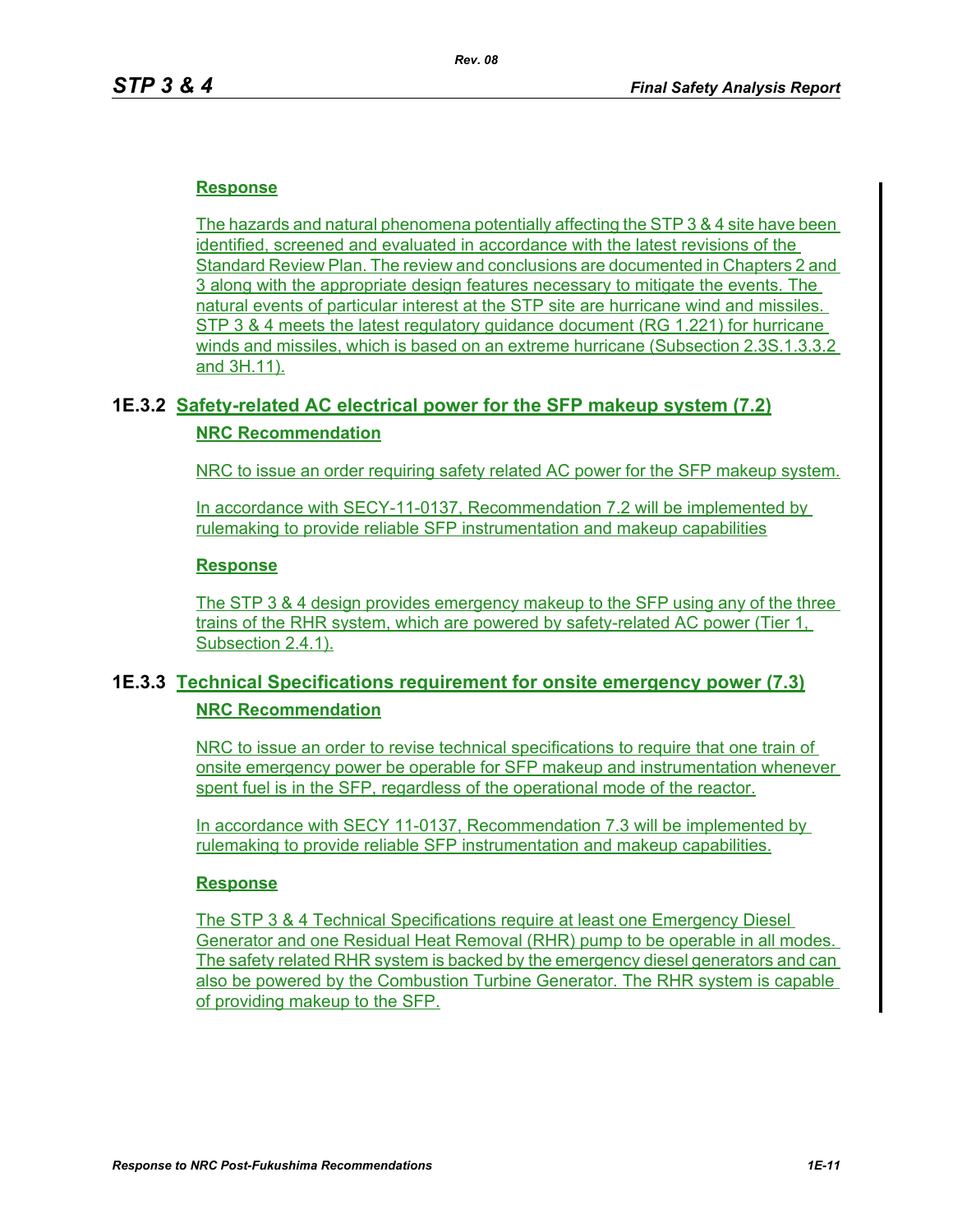**Response**

The hazards and natural phenomena potentially affecting the STP 3 & 4 site have been identified, screened and evaluated in accordance with the latest revisions of the Standard Review Plan. The review and conclusions are documented in Chapters 2 and 3 along with the appropriate design features necessary to mitigate the events. The natural events of particular interest at the STP site are hurricane wind and missiles. STP 3 & 4 meets the latest regulatory guidance document (RG 1.221) for hurricane winds and missiles, which is based on an extreme hurricane (Subsection 2.3S.1.3.3.2 and 3H.11).

### 1E.3.2 Safety-related AC electrical power for the SFP makeup system (7.2)

**NRC Recommendation**

NRC to issue an order requiring safety related AC power for the SFP makeup system.

In accordance with SECY-11-0137, Recommendation 7.2 will be implemented by rulemaking to provide reliable SFP instrumentation and makeup capabilities

**Response**

The STP 3 & 4 design provides emergency makeup to the SFP using any of the three trains of the RHR system, which are powered by safety-related AC power (Tier 1, Subsection 2.4.1).

### 1E.3.3 Technical Specifications requirement for onsite emergency power (7.3)

**NRC Recommendation**

NRC to issue an order to revise technical specifications to require that one train of onsite emergency power be operable for SFP makeup and instrumentation whenever spent fuel is in the SFP, regardless of the operational mode of the reactor.

In accordance with SECY 11-0137, Recommendation 7.3 will be implemented by rulemaking to provide reliable SFP instrumentation and makeup capabilities.

**Response**

The STP 3 & 4 Technical Specifications require at least one Emergency Diesel Generator and one Residual Heat Removal (RHR) pump to be operable in all modes. The safety related RHR system is backed by the emergency diesel generators and can also be powered by the Combustion Turbine Generator. The RHR system is capable of providing makeup to the SFP.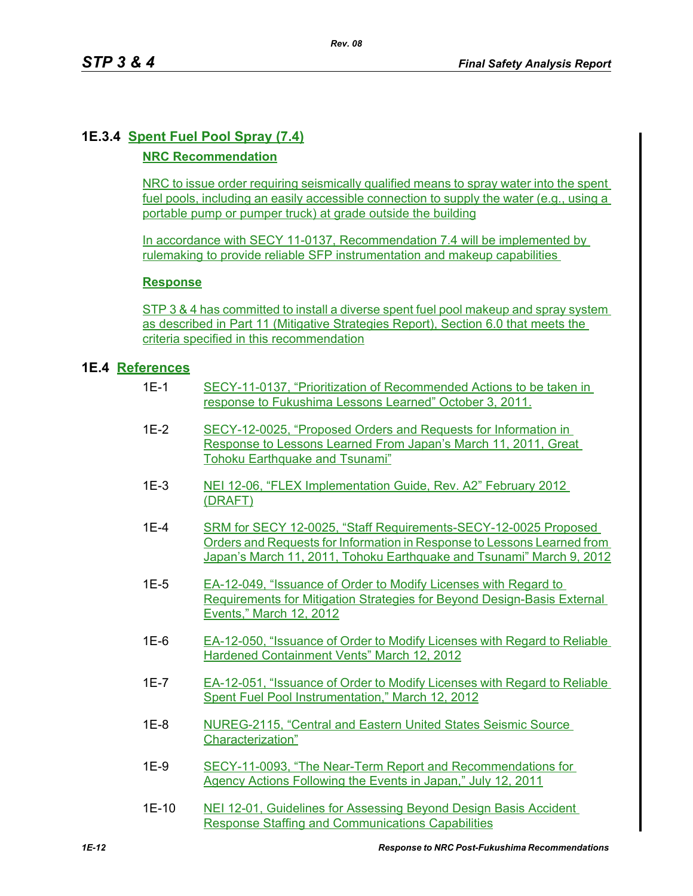### 1E.3.4 Spent Fuel Pool Spray (7.4)

**NRC Recommendation**

NRC to issue order requiring seismically qualified means to spray water into the spent fuel pools, including an easily accessible connection to supply the water (e.g., using a portable pump or pumper truck) at grade outside the building

In accordance with SECY 11-0137, Recommendation 7.4 will be implemented by rulemaking to provide reliable SFP instrumentation and makeup capabilities

**Response**

STP 3 & 4 has committed to install a diverse spent fuel pool makeup and spray system as described in Part 11 (Mitigative Strategies Report), Section 6.0 that meets the criteria specified in this recommendation

## 1E.4 References

1E-1 SECY-11-0137, “Prioritization of Recommended Actions to be taken in response to Fukushima Lessons Learned” October 3, 2011.

1E-2 SECY-12-0025, “Proposed Orders and Requests for Information in Response to Lessons Learned From Japan’s March 11, 2011, Great Tohoku Earthquake and Tsunami”

1E-3 NEI 12-06, “FLEX Implementation Guide, Rev. A2” February 2012 (DRAFT)

1E-4 SRM for SECY 12-0025, “Staff Requirements-SECY-12-0025 Proposed Orders and Requests for Information in Response to Lessons Learned from Japan’s March 11, 2011, Tohoku Earthquake and Tsunami” March 9, 2012

1E-5 EA-12-049, “Issuance of Order to Modify Licenses with Regard to Requirements for Mitigation Strategies for Beyond Design-Basis External Events,” March 12, 2012

1E-6 EA-12-050, “Issuance of Order to Modify Licenses with Regard to Reliable Hardened Containment Vents” March 12, 2012

1E-7 EA-12-051, “Issuance of Order to Modify Licenses with Regard to Reliable Spent Fuel Pool Instrumentation,” March 12, 2012

1E-8 NUREG-2115, “Central and Eastern United States Seismic Source Characterization”

1E-9 SECY-11-0093, “The Near-Term Report and Recommendations for Agency Actions Following the Events in Japan,” July 12, 2011

1E-10 NEI 12-01, Guidelines for Assessing Beyond Design Basis Accident Response Staffing and Communications Capabilities